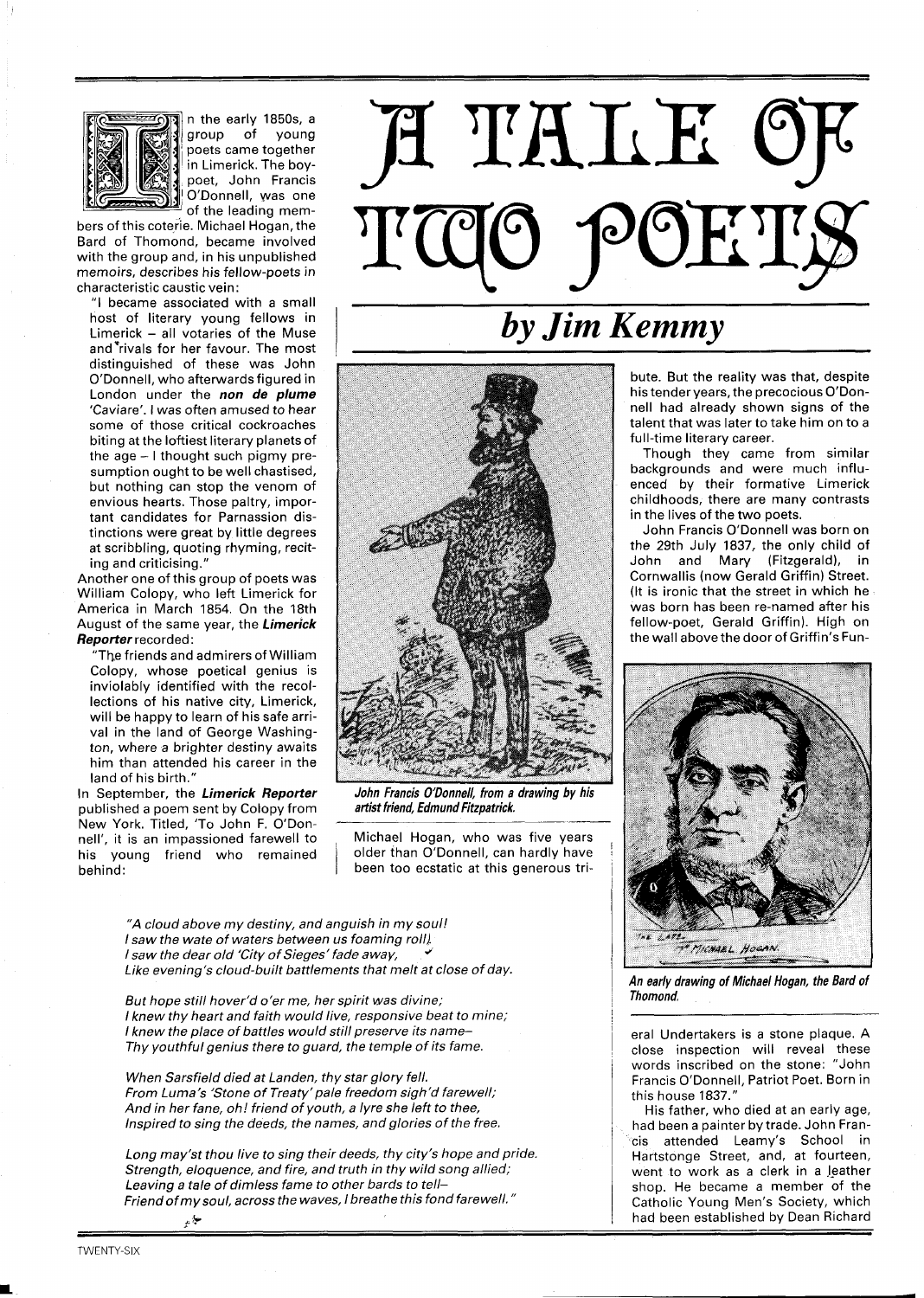# A TALE OF TWO POETS

## by Jim Kemmy

In the early 1850s, a group of young poets came together in Limerick. The boy-poet, John Francis O'Donnell, was one of the leading members of this coterie. Michael Hogan, the Bard of Thomond, became involved with the group and, in his unpublished memoirs, describes his fellow-poets in characteristic caustic vein:

"I became associated with a small host of literary young fellows in Limerick – all votaries of the Muse and rivals for her favour. The most distinguished of these was John O'Donnell, who afterwards figured in London under the ***non de plume*** 'Caviare'. I was often amused to hear some of those critical cockroaches biting at the loftiest literary planets of the age – I thought such pigmy presumption ought to be well chastised, but nothing can stop the venom of envious hearts. Those paltry, important candidates for Parnassion distinctions were great by little degrees at scribbling, quoting rhyming, reciting and criticising."

Another one of this group of poets was William Colopy, who left Limerick for America in March 1854. On the 18th August of the same year, the ***Limerick Reporter*** recorded:

"The friends and admirers of William Colopy, whose poetical genius is inviolably identified with the recollections of his native city, Limerick, will be happy to learn of his safe arrival in the land of George Washington, where a brighter destiny awaits him than attended his career in the land of his birth."

In September, the ***Limerick Reporter*** published a poem sent by Colopy from New York. Titled, 'To John F. O'Donnell', it is an impassioned farewell to his young friend who remained behind:

*"A cloud above my destiny, and anguish in my soul!*
*I saw the wate of waters between us foaming roll.*
*I saw the dear old 'City of Sieges' fade away,*
*Like evening's cloud-built battlements that melt at close of day.*

*But hope still hover'd o'er me, her spirit was divine;*
*I knew thy heart and faith would live, responsive beat to mine;*
*I knew the place of battles would still preserve its name–*
*Thy youthful genius there to guard, the temple of its fame.*

*When Sarsfield died at Landen, thy star glory fell.*
*From Luma's 'Stone of Treaty' pale freedom sigh'd farewell;*
*And in her fane, oh! friend of youth, a lyre she left to thee,*
*Inspired to sing the deeds, the names, and glories of the free.*

*Long may'st thou live to sing their deeds, thy city's hope and pride.*
*Strength, eloquence, and fire, and truth in thy wild song allied;*
*Leaving a tale of dimless fame to other bards to tell–*
*Friend of my soul, across the waves, I breathe this fond farewell."*

***John Francis O'Donnell, from a drawing by his artist friend, Edmund Fitzpatrick.***

Michael Hogan, who was five years older than O'Donnell, can hardly have been too ecstatic at this generous tribute. But the reality was that, despite his tender years, the precocious O'Donnell had already shown signs of the talent that was later to take him on to a full-time literary career.

Though they came from similar backgrounds and were much influenced by their formative Limerick childhoods, there are many contrasts in the lives of the two poets.

John Francis O'Donnell was born on the 29th July 1837, the only child of John and Mary (Fitzgerald), in Cornwallis (now Gerald Griffin) Street. (It is ironic that the street in which he was born has been re-named after his fellow-poet, Gerald Griffin). High on the wall above the door of Griffin's Funeral Undertakers is a stone plaque. A close inspection will reveal these words inscribed on the stone: "John Francis O'Donnell, Patriot Poet. Born in this house 1837."

***An early drawing of Michael Hogan, the Bard of Thomond.***

His father, who died at an early age, had been a painter by trade. John Francis attended Leamy's School in Hartstonge Street, and, at fourteen, went to work as a clerk in a leather shop. He became a member of the Catholic Young Men's Society, which had been established by Dean Richard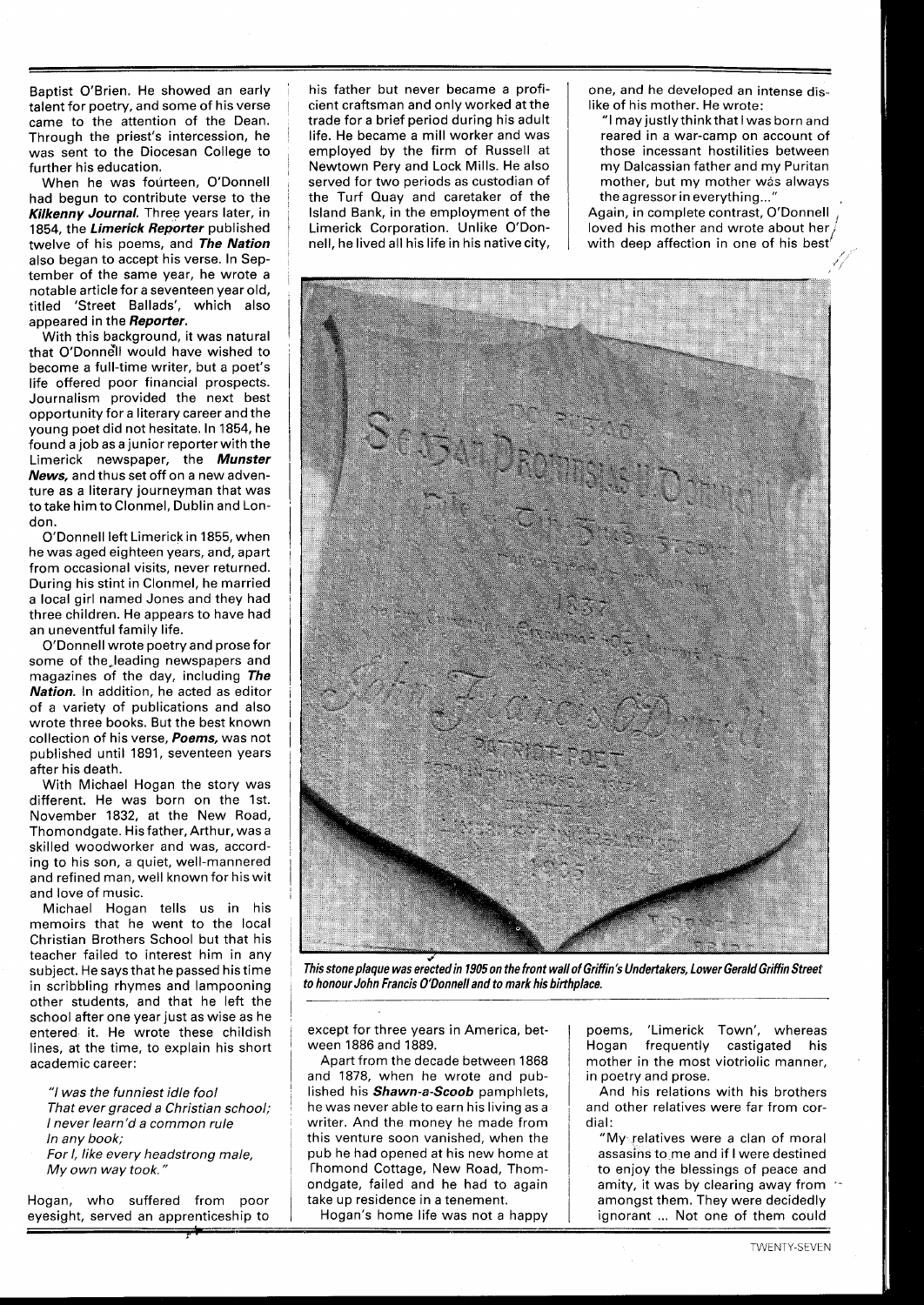Baptist O'Brien. He showed an early talent for poetry, and some of his verse came to the attention of the Dean. Through the priest's intercession, he was sent to the Diocesan College to further his education.

When he was fourteen, O'Donnell had begun to contribute verse to the ***Kilkenny Journal***. Three years later, in 1854, the ***Limerick Reporter*** published twelve of his poems, and ***The Nation*** also began to accept his verse. In September of the same year, he wrote a notable article for a seventeen year old, titled 'Street Ballads', which also appeared in the ***Reporter***.

With this background, it was natural that O'Donnell would have wished to become a full-time writer, but a poet's life offered poor financial prospects. Journalism provided the next best opportunity for a literary career and the young poet did not hesitate. In 1854, he found a job as a junior reporter with the Limerick newspaper, the ***Munster News***, and thus set off on a new adventure as a literary journeyman that was to take him to Clonmel, Dublin and London.

O'Donnell left Limerick in 1855, when he was aged eighteen years, and, apart from occasional visits, never returned. During his stint in Clonmel, he married a local girl named Jones and they had three children. He appears to have had an uneventful family life.

O'Donnell wrote poetry and prose for some of the leading newspapers and magazines of the day, including ***The Nation***. In addition, he acted as editor of a variety of publications and also wrote three books. But the best known collection of his verse, ***Poems***, was not published until 1891, seventeen years after his death.

With Michael Hogan the story was different. He was born on the 1st. November 1832, at the New Road, Thomondgate. His father, Arthur, was a skilled woodworker and was, according to his son, a quiet, well-mannered and refined man, well known for his wit and love of music.

Michael Hogan tells us in his memoirs that he went to the local Christian Brothers School but that his teacher failed to interest him in any subject. He says that he passed his time in scribbling rhymes and lampooning other students, and that he left the school after one year just as wise as he entered it. He wrote these childish lines, at the time, to explain his short academic career:

> *"I was the funniest idle fool*
> *That ever graced a Christian school;*
> *I never learn'd a common rule*
> *In any book;*
> *For I, like every headstrong male,*
> *My own way took."*

Hogan, who suffered from poor eyesight, served an apprenticeship to his father but never became a proficient craftsman and only worked at the trade for a brief period during his adult life. He became a mill worker and was employed by the firm of Russell at Newtown Pery and Lock Mills. He also served for two periods as custodian of the Turf Quay and caretaker of the Island Bank, in the employment of the Limerick Corporation. Unlike O'Donnell, he lived all his life in his native city, except for three years in America, between 1886 and 1889.

Apart from the decade between 1868 and 1878, when he wrote and published his ***Shawn-a-Scoob*** pamphlets, he was never able to earn his living as a writer. And the money he made from this venture soon vanished, when the pub he had opened at his new home at Thomond Cottage, New Road, Thomondgate, failed and he had to again take up residence in a tenement.

Hogan's home life was not a happy one, and he developed an intense dislike of his mother. He wrote:

> "I may justly think that I was born and reared in a war-camp on account of those incessant hostilities between my Dalcassian father and my Puritan mother, but my mother was always the agressor in everything..."

Again, in complete contrast, O'Donnell loved his mother and wrote about her with deep affection in one of his best poems, 'Limerick Town', whereas Hogan frequently castigated his mother in the most viotriolic manner, in poetry and prose.

And his relations with his brothers and other relatives were far from cordial:

> "My relatives were a clan of moral assasins to me and if I were destined to enjoy the blessings of peace and amity, it was by clearing away from amongst them. They were decidedly ignorant ... Not one of them could

*This stone plaque was erected in 1905 on the front wall of Griffin's Undertakers, Lower Gerald Griffin Street to honour John Francis O'Donnell and to mark his birthplace.*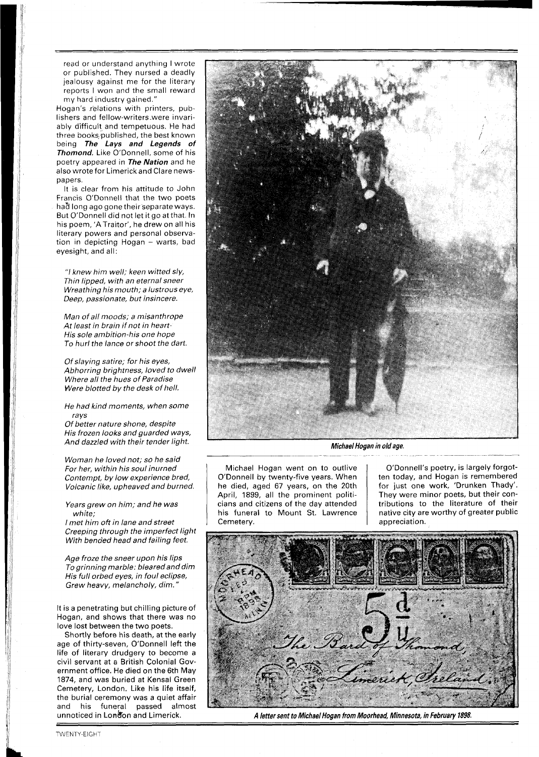read or understand anything I wrote or published. They nursed a deadly jealousy against me for the literary reports I won and the small reward my hard industry gained."

Hogan's relations with printers, publishers and fellow-writers were invariably difficult and tempetuous. He had three books published, the best known being ***The Lays and Legends of Thomond.*** Like O'Donnell, some of his poetry appeared in ***The Nation*** and he also wrote for Limerick and Clare newspapers.

It is clear from his attitude to John Francis O'Donnell that the two poets had long ago gone their separate ways. But O'Donnell did not let it go at that. In his poem, 'A Traitor', he drew on all his literary powers and personal observation in depicting Hogan – warts, bad eyesight, and all:

*"I knew him well; keen witted sly,*
*Thin lipped, with an eternal sneer*
*Wreathing his mouth; a lustrous eye,*
*Deep, passionate, but insincere.*

*Man of all moods; a misanthrope*
*At least in brain if not in heart-*
*His sole ambition-his one hope*
*To hurl the lance or shoot the dart.*

*Of slaying satire; for his eyes,*
*Abhorring brightness, loved to dwell*
*Where all the hues of Paradise*
*Were blotted by the desk of hell.*

*He had kind moments, when some rays*
*Of better nature shone, despite*
*His frozen looks and guarded ways,*
*And dazzled with their tender light.*

*Woman he loved not; so he said*
*For her, within his soul inurned*
*Contempt, by low experience bred,*
*Volcanic like, upheaved and burned.*

*Years grew on him; and he was white;*
*I met him oft in lane and street*
*Creeping through the imperfect light*
*With bended head and failing feet.*

*Age froze the sneer upon his lips*
*To grinning marble: bleared and dim*
*His full orbed eyes, in foul eclipse,*
*Grew heavy, melancholy, dim."*

It is a penetrating but chilling picture of Hogan, and shows that there was no love lost between the two poets.

Shortly before his death, at the early age of thirty-seven, O'Donnell left the life of literary drudgery to become a civil servant at a British Colonial Government office. He died on the 6th May 1874, and was buried at Kensal Green Cemetery, London. Like his life itself, the burial ceremony was a quiet affair and his funeral passed almost unnoticed in London and Limerick.

***Michael Hogan in old age.***

Michael Hogan went on to outlive O'Donnell by twenty-five years. When he died, aged 67 years, on the 20th April, 1899, all the prominent politicians and citizens of the day attended his funeral to Mount St. Lawrence Cemetery.

O'Donnell's poetry, is largely forgotten today, and Hogan is remembered for just one work, 'Drunken Thady'. They were minor poets, but their contributions to the literature of their native city are worthy of greater public appreciation.

***A letter sent to Michael Hogan from Moorhead, Minnesota, in February 1898.***